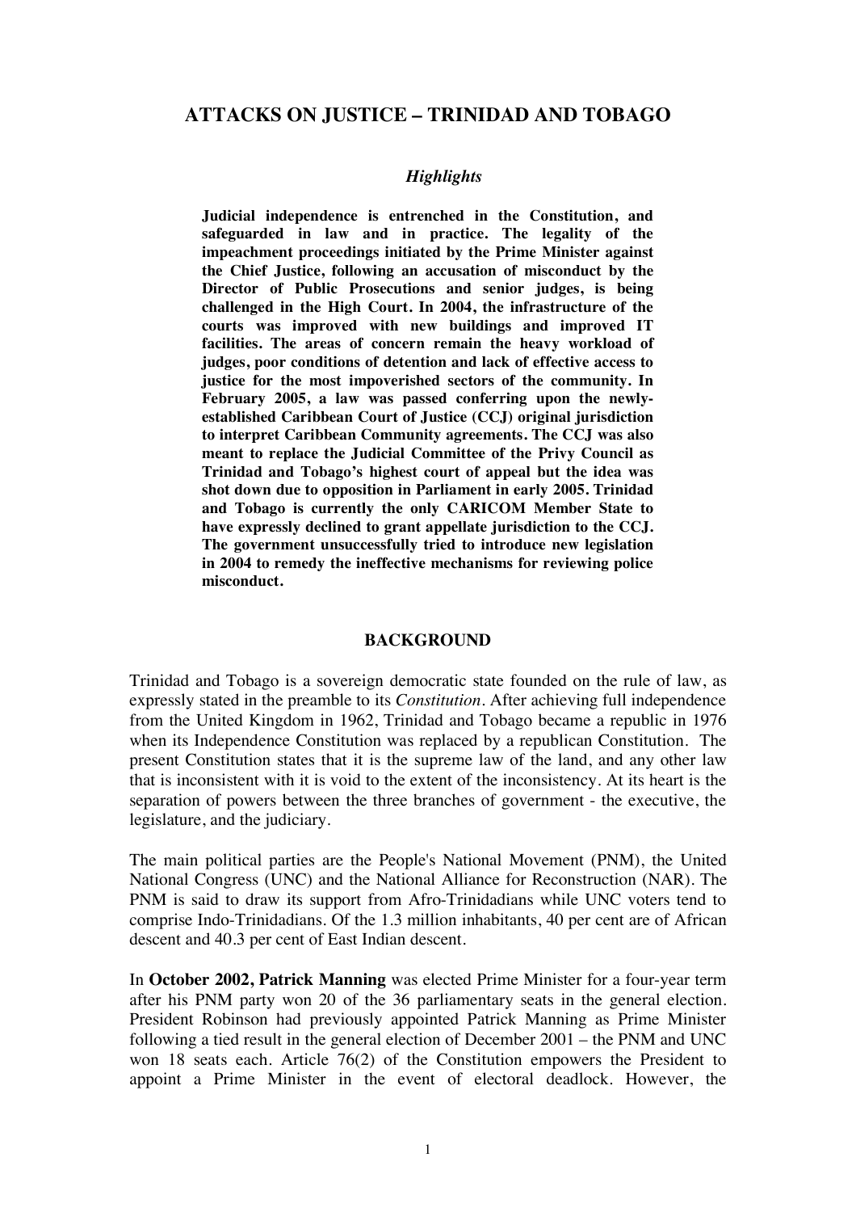# ATTACKS ON JUSTICE – TRINIDAD AND TOBAGO

### *Highlights*

**Judicial independence is entrenched in the Constitution, and safeguarded in law and in practice. The legality of the impeachment proceedings initiated by the Prime Minister against the Chief Justice, following an accusation of misconduct by the Director of Public Prosecutions and senior judges, is being challenged in the High Court. In 2004, the infrastructure of the courts was improved with new buildings and improved IT facilities. The areas of concern remain the heavy workload of judges, poor conditions of detention and lack of effective access to justice for the most impoverished sectors of the community. In February 2005, a law was passed conferring upon the newly-established Caribbean Court of Justice (CCJ) original jurisdiction to interpret Caribbean Community agreements. The CCJ was also meant to replace the Judicial Committee of the Privy Council as Trinidad and Tobago's highest court of appeal but the idea was shot down due to opposition in Parliament in early 2005. Trinidad and Tobago is currently the only CARICOM Member State to have expressly declined to grant appellate jurisdiction to the CCJ. The government unsuccessfully tried to introduce new legislation in 2004 to remedy the ineffective mechanisms for reviewing police misconduct.**

## BACKGROUND

Trinidad and Tobago is a sovereign democratic state founded on the rule of law, as expressly stated in the preamble to its *Constitution*. After achieving full independence from the United Kingdom in 1962, Trinidad and Tobago became a republic in 1976 when its Independence Constitution was replaced by a republican Constitution. The present Constitution states that it is the supreme law of the land, and any other law that is inconsistent with it is void to the extent of the inconsistency. At its heart is the separation of powers between the three branches of government - the executive, the legislature, and the judiciary.

The main political parties are the People's National Movement (PNM), the United National Congress (UNC) and the National Alliance for Reconstruction (NAR). The PNM is said to draw its support from Afro-Trinidadians while UNC voters tend to comprise Indo-Trinidadians. Of the 1.3 million inhabitants, 40 per cent are of African descent and 40.3 per cent of East Indian descent.

In **October 2002, Patrick Manning** was elected Prime Minister for a four-year term after his PNM party won 20 of the 36 parliamentary seats in the general election. President Robinson had previously appointed Patrick Manning as Prime Minister following a tied result in the general election of December 2001 – the PNM and UNC won 18 seats each. Article 76(2) of the Constitution empowers the President to appoint a Prime Minister in the event of electoral deadlock. However, the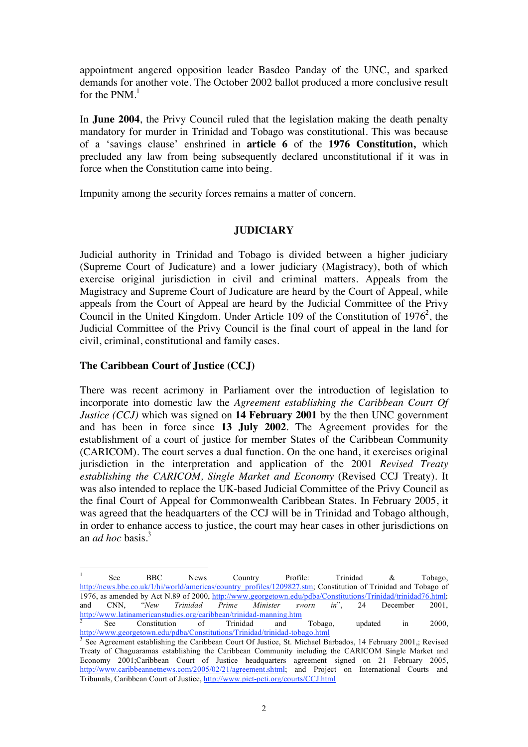appointment angered opposition leader Basdeo Panday of the UNC, and sparked demands for another vote. The October 2002 ballot produced a more conclusive result for the PNM.[1]

In **June 2004**, the Privy Council ruled that the legislation making the death penalty mandatory for murder in Trinidad and Tobago was constitutional. This was because of a 'savings clause' enshrined in **article 6** of the **1976 Constitution,** which precluded any law from being subsequently declared unconstitutional if it was in force when the Constitution came into being.

Impunity among the security forces remains a matter of concern.

## JUDICIARY

Judicial authority in Trinidad and Tobago is divided between a higher judiciary (Supreme Court of Judicature) and a lower judiciary (Magistracy), both of which exercise original jurisdiction in civil and criminal matters. Appeals from the Magistracy and Supreme Court of Judicature are heard by the Court of Appeal, while appeals from the Court of Appeal are heard by the Judicial Committee of the Privy Council in the United Kingdom. Under Article 109 of the Constitution of 1976[2], the Judicial Committee of the Privy Council is the final court of appeal in the land for civil, criminal, constitutional and family cases.

### The Caribbean Court of Justice (CCJ)

There was recent acrimony in Parliament over the introduction of legislation to incorporate into domestic law the *Agreement establishing the Caribbean Court Of Justice (CCJ)* which was signed on **14 February 2001** by the then UNC government and has been in force since **13 July 2002**. The Agreement provides for the establishment of a court of justice for member States of the Caribbean Community (CARICOM). The court serves a dual function. On the one hand, it exercises original jurisdiction in the interpretation and application of the 2001 *Revised Treaty establishing the CARICOM, Single Market and Economy* (Revised CCJ Treaty). It was also intended to replace the UK-based Judicial Committee of the Privy Council as the final Court of Appeal for Commonwealth Caribbean States. In February 2005, it was agreed that the headquarters of the CCJ will be in Trinidad and Tobago although, in order to enhance access to justice, the court may hear cases in other jurisdictions on an *ad hoc* basis.[3]

---

[1] See BBC News Country Profile: Trinidad & Tobago, http://news.bbc.co.uk/1/hi/world/americas/country_profiles/1209827.stm; Constitution of Trinidad and Tobago of 1976, as amended by Act N.89 of 2000, http://www.georgetown.edu/pdba/Constitutions/Trinidad/trinidad76.html; and CNN, "*New Trinidad Prime Minister sworn in*", 24 December 2001, http://www.latinamericanstudies.org/caribbean/trinidad-manning.htm

[2] See Constitution of Trinidad and Tobago, updated in 2000, http://www.georgetown.edu/pdba/Constitutions/Trinidad/trinidad-tobago.html

[3] See Agreement establishing the Caribbean Court Of Justice, St. Michael Barbados, 14 February 2001,; Revised Treaty of Chaguaramas establishing the Caribbean Community including the CARICOM Single Market and Economy 2001;Caribbean Court of Justice headquarters agreement signed on 21 February 2005, http://www.caribbeannetnews.com/2005/02/21/agreement.shtml; and Project on International Courts and Tribunals, Caribbean Court of Justice, http://www.pict-pcti.org/courts/CCJ.html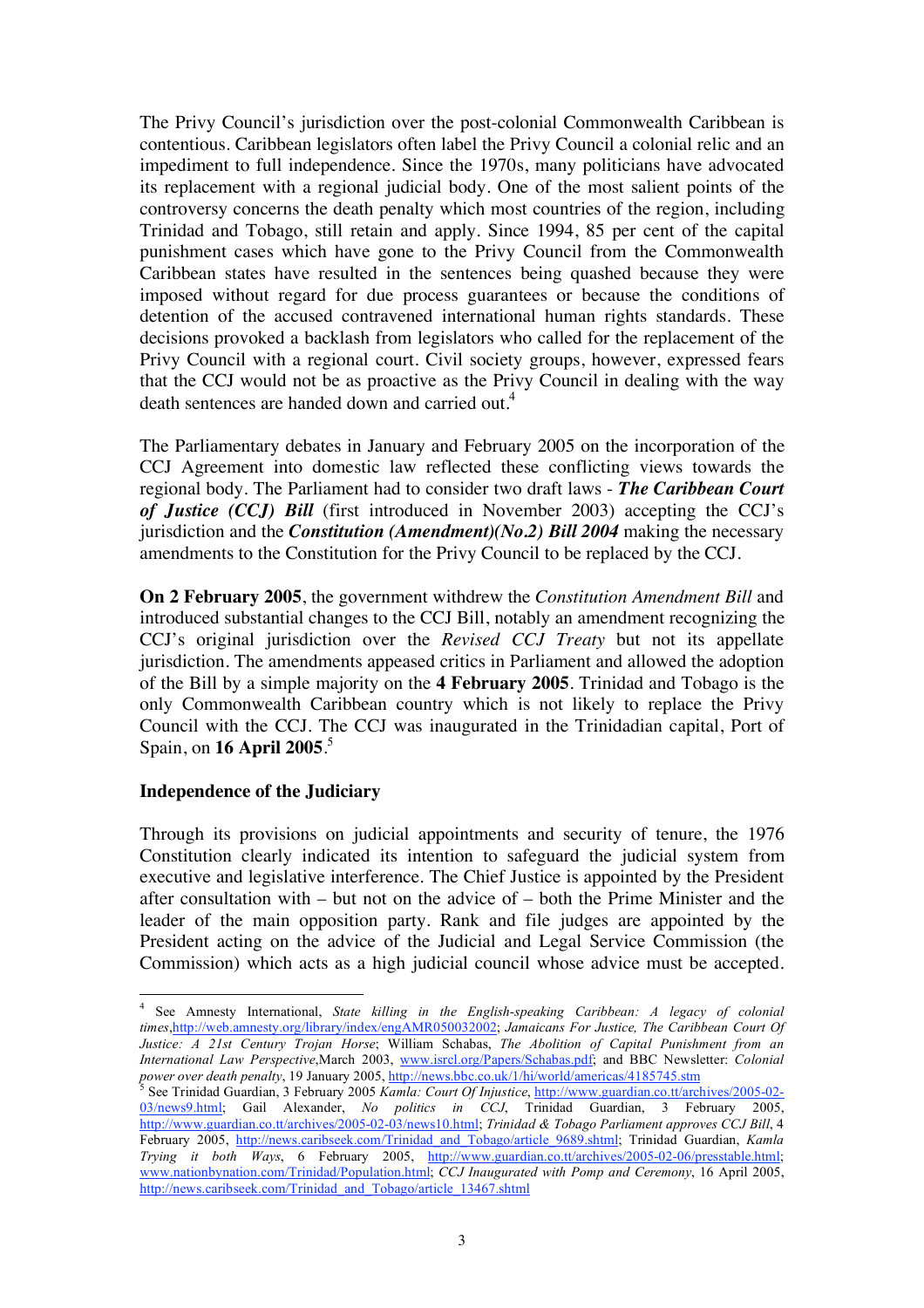The Privy Council's jurisdiction over the post-colonial Commonwealth Caribbean is contentious. Caribbean legislators often label the Privy Council a colonial relic and an impediment to full independence. Since the 1970s, many politicians have advocated its replacement with a regional judicial body. One of the most salient points of the controversy concerns the death penalty which most countries of the region, including Trinidad and Tobago, still retain and apply. Since 1994, 85 per cent of the capital punishment cases which have gone to the Privy Council from the Commonwealth Caribbean states have resulted in the sentences being quashed because they were imposed without regard for due process guarantees or because the conditions of detention of the accused contravened international human rights standards. These decisions provoked a backlash from legislators who called for the replacement of the Privy Council with a regional court. Civil society groups, however, expressed fears that the CCJ would not be as proactive as the Privy Council in dealing with the way death sentences are handed down and carried out.[4]

The Parliamentary debates in January and February 2005 on the incorporation of the CCJ Agreement into domestic law reflected these conflicting views towards the regional body. The Parliament had to consider two draft laws - ***The Caribbean Court of Justice (CCJ) Bill*** (first introduced in November 2003) accepting the CCJ's jurisdiction and the ***Constitution (Amendment)(No.2) Bill 2004*** making the necessary amendments to the Constitution for the Privy Council to be replaced by the CCJ.

**On 2 February 2005**, the government withdrew the *Constitution Amendment Bill* and introduced substantial changes to the CCJ Bill, notably an amendment recognizing the CCJ's original jurisdiction over the *Revised CCJ Treaty* but not its appellate jurisdiction. The amendments appeased critics in Parliament and allowed the adoption of the Bill by a simple majority on the **4 February 2005**. Trinidad and Tobago is the only Commonwealth Caribbean country which is not likely to replace the Privy Council with the CCJ. The CCJ was inaugurated in the Trinidadian capital, Port of Spain, on **16 April 2005**.[5]

**Independence of the Judiciary**

Through its provisions on judicial appointments and security of tenure, the 1976 Constitution clearly indicated its intention to safeguard the judicial system from executive and legislative interference. The Chief Justice is appointed by the President after consultation with – but not on the advice of – both the Prime Minister and the leader of the main opposition party. Rank and file judges are appointed by the President acting on the advice of the Judicial and Legal Service Commission (the Commission) which acts as a high judicial council whose advice must be accepted.

---

[4] See Amnesty International, *State killing in the English-speaking Caribbean: A legacy of colonial times*,http://web.amnesty.org/library/index/engAMR050032002; *Jamaicans For Justice, The Caribbean Court Of Justice: A 21st Century Trojan Horse*; William Schabas, *The Abolition of Capital Punishment from an International Law Perspective*,March 2003, www.isrcl.org/Papers/Schabas.pdf; and BBC Newsletter: *Colonial power over death penalty*, 19 January 2005, http://news.bbc.co.uk/1/hi/world/americas/4185745.stm

[5] See Trinidad Guardian, 3 February 2005 *Kamla: Court Of Injustice*, http://www.guardian.co.tt/archives/2005-02-03/news9.html; Gail Alexander, *No politics in CCJ*, Trinidad Guardian, 3 February 2005, http://www.guardian.co.tt/archives/2005-02-03/news10.html; *Trinidad & Tobago Parliament approves CCJ Bill*, 4 February 2005, http://news.caribseek.com/Trinidad_and_Tobago/article_9689.shtml; Trinidad Guardian, *Kamla Trying it both Ways*, 6 February 2005, http://www.guardian.co.tt/archives/2005-02-06/presstable.html; www.nationbynation.com/Trinidad/Population.html; *CCJ Inaugurated with Pomp and Ceremony*, 16 April 2005, http://news.caribseek.com/Trinidad_and_Tobago/article_13467.shtml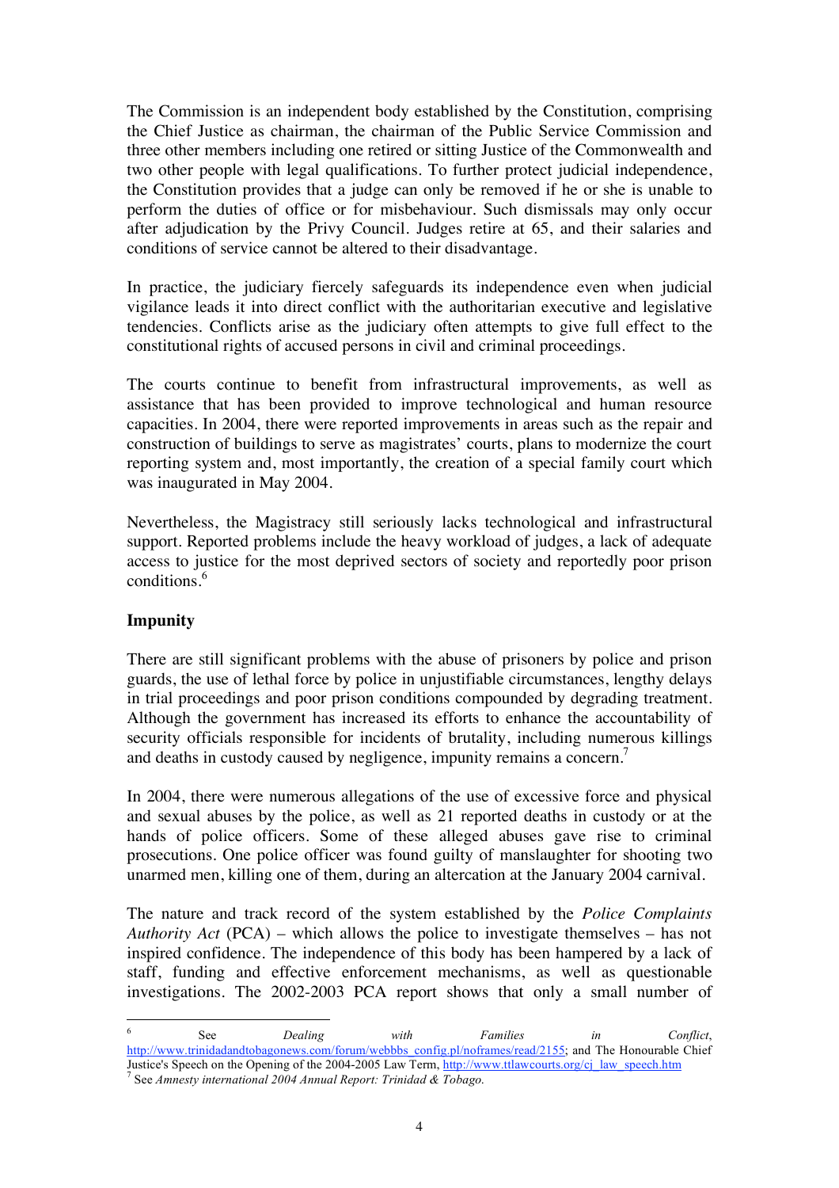The Commission is an independent body established by the Constitution, comprising the Chief Justice as chairman, the chairman of the Public Service Commission and three other members including one retired or sitting Justice of the Commonwealth and two other people with legal qualifications. To further protect judicial independence, the Constitution provides that a judge can only be removed if he or she is unable to perform the duties of office or for misbehaviour. Such dismissals may only occur after adjudication by the Privy Council. Judges retire at 65, and their salaries and conditions of service cannot be altered to their disadvantage.

In practice, the judiciary fiercely safeguards its independence even when judicial vigilance leads it into direct conflict with the authoritarian executive and legislative tendencies. Conflicts arise as the judiciary often attempts to give full effect to the constitutional rights of accused persons in civil and criminal proceedings.

The courts continue to benefit from infrastructural improvements, as well as assistance that has been provided to improve technological and human resource capacities. In 2004, there were reported improvements in areas such as the repair and construction of buildings to serve as magistrates' courts, plans to modernize the court reporting system and, most importantly, the creation of a special family court which was inaugurated in May 2004.

Nevertheless, the Magistracy still seriously lacks technological and infrastructural support. Reported problems include the heavy workload of judges, a lack of adequate access to justice for the most deprived sectors of society and reportedly poor prison conditions.[6]

## Impunity

There are still significant problems with the abuse of prisoners by police and prison guards, the use of lethal force by police in unjustifiable circumstances, lengthy delays in trial proceedings and poor prison conditions compounded by degrading treatment. Although the government has increased its efforts to enhance the accountability of security officials responsible for incidents of brutality, including numerous killings and deaths in custody caused by negligence, impunity remains a concern.[7]

In 2004, there were numerous allegations of the use of excessive force and physical and sexual abuses by the police, as well as 21 reported deaths in custody or at the hands of police officers. Some of these alleged abuses gave rise to criminal prosecutions. One police officer was found guilty of manslaughter for shooting two unarmed men, killing one of them, during an altercation at the January 2004 carnival.

The nature and track record of the system established by the *Police Complaints Authority Act* (PCA) – which allows the police to investigate themselves – has not inspired confidence. The independence of this body has been hampered by a lack of staff, funding and effective enforcement mechanisms, as well as questionable investigations. The 2002-2003 PCA report shows that only a small number of

---

[6] See *Dealing with Families in Conflict*, http://www.trinidadandtobagonews.com/forum/webbbs_config.pl/noframes/read/2155; and The Honourable Chief Justice's Speech on the Opening of the 2004-2005 Law Term, http://www.ttlawcourts.org/cj_law_speech.htm

[7] See *Amnesty international 2004 Annual Report: Trinidad & Tobago.*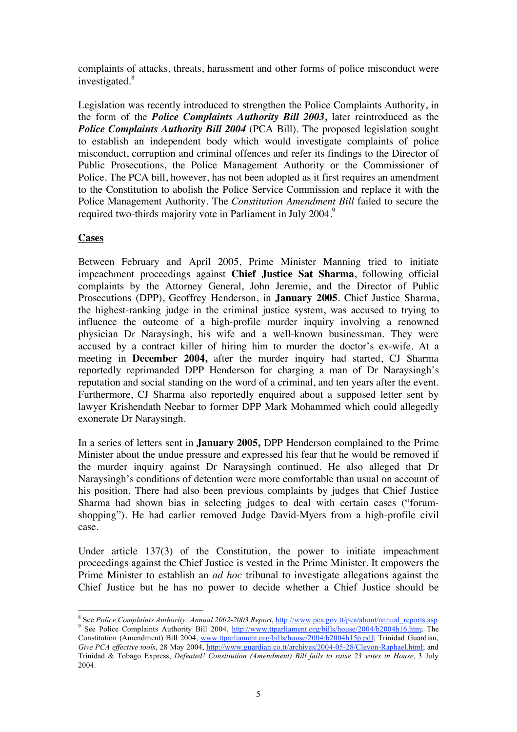complaints of attacks, threats, harassment and other forms of police misconduct were investigated.[8]

Legislation was recently introduced to strengthen the Police Complaints Authority, in the form of the ***Police Complaints Authority Bill 2003,*** later reintroduced as the ***Police Complaints Authority Bill 2004*** (PCA Bill). The proposed legislation sought to establish an independent body which would investigate complaints of police misconduct, corruption and criminal offences and refer its findings to the Director of Public Prosecutions, the Police Management Authority or the Commissioner of Police. The PCA bill, however, has not been adopted as it first requires an amendment to the Constitution to abolish the Police Service Commission and replace it with the Police Management Authority. The *Constitution Amendment Bill* failed to secure the required two-thirds majority vote in Parliament in July 2004.[9]

**Cases**

Between February and April 2005, Prime Minister Manning tried to initiate impeachment proceedings against **Chief Justice Sat Sharma**, following official complaints by the Attorney General, John Jeremie, and the Director of Public Prosecutions (DPP), Geoffrey Henderson, in **January 2005**. Chief Justice Sharma, the highest-ranking judge in the criminal justice system, was accused to trying to influence the outcome of a high-profile murder inquiry involving a renowned physician Dr Naraysingh, his wife and a well-known businessman. They were accused by a contract killer of hiring him to murder the doctor's ex-wife. At a meeting in **December 2004,** after the murder inquiry had started, CJ Sharma reportedly reprimanded DPP Henderson for charging a man of Dr Naraysingh's reputation and social standing on the word of a criminal, and ten years after the event. Furthermore, CJ Sharma also reportedly enquired about a supposed letter sent by lawyer Krishendath Neebar to former DPP Mark Mohammed which could allegedly exonerate Dr Naraysingh.

In a series of letters sent in **January 2005,** DPP Henderson complained to the Prime Minister about the undue pressure and expressed his fear that he would be removed if the murder inquiry against Dr Naraysingh continued. He also alleged that Dr Naraysingh's conditions of detention were more comfortable than usual on account of his position. There had also been previous complaints by judges that Chief Justice Sharma had shown bias in selecting judges to deal with certain cases ("forum-shopping"). He had earlier removed Judge David-Myers from a high-profile civil case.

Under article 137(3) of the Constitution, the power to initiate impeachment proceedings against the Chief Justice is vested in the Prime Minister. It empowers the Prime Minister to establish an *ad hoc* tribunal to investigate allegations against the Chief Justice but he has no power to decide whether a Chief Justice should be

---

[8] See *Police Complaints Authority: Annual 2002-2003 Report*, http://www.pca.gov.tt/pca/about/annual_reports.asp

[9] See Police Complaints Authority Bill 2004, http://www.ttparliament.org/bills/house/2004/b2004h16.htm; The Constitution (Amendment) Bill 2004, www.ttparliament.org/bills/house/2004/b2004h15p.pdf; Trinidad Guardian, *Give PCA effective tools*, 28 May 2004, http://www.guardian.co.tt/archives/2004-05-28/Clevon-Raphael.html; and Trinidad & Tobago Express, *Defeated! Constitution (Amendment) Bill fails to raise 23 votes in House*, 3 July 2004.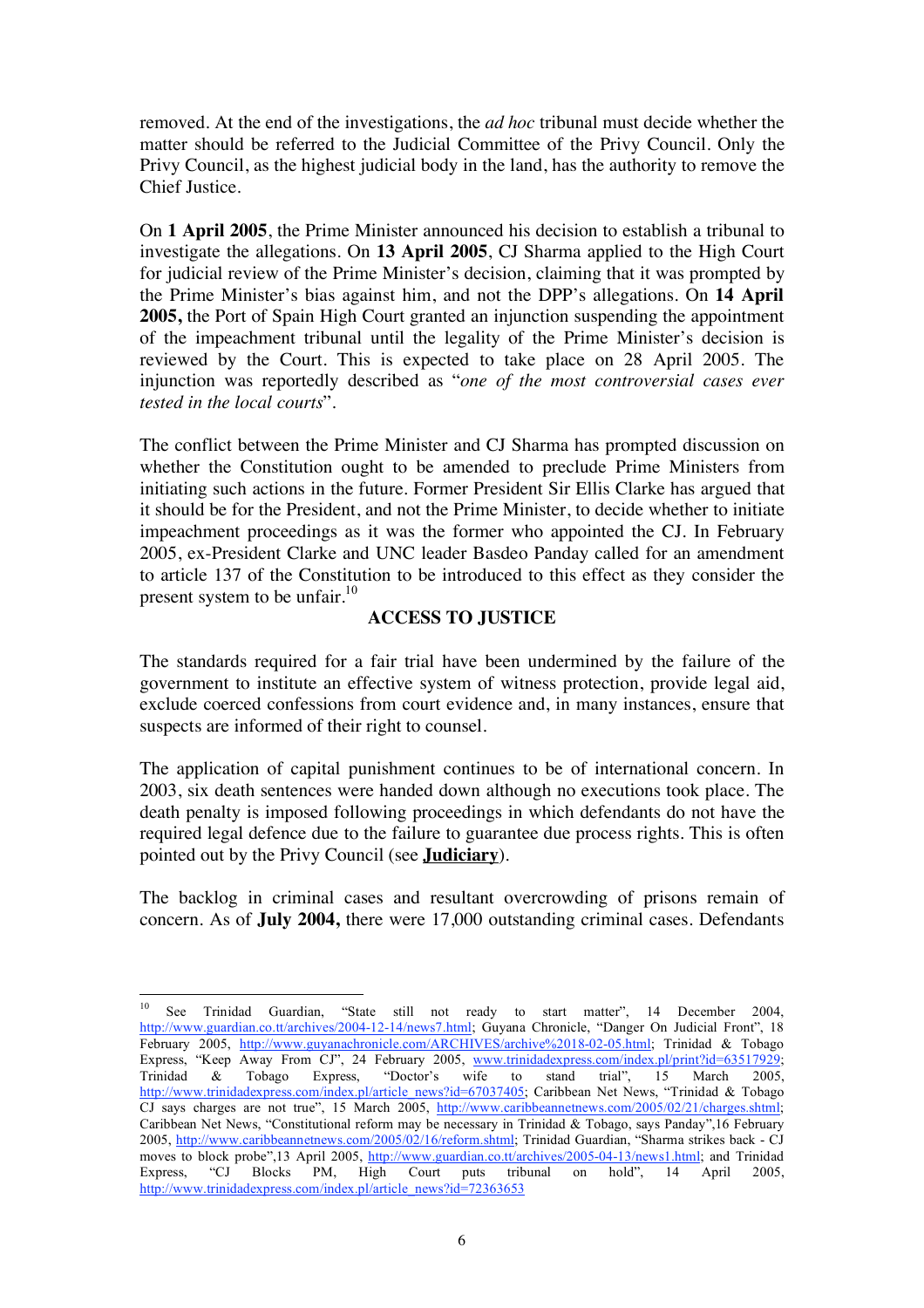removed. At the end of the investigations, the *ad hoc* tribunal must decide whether the matter should be referred to the Judicial Committee of the Privy Council. Only the Privy Council, as the highest judicial body in the land, has the authority to remove the Chief Justice.

On **1 April 2005**, the Prime Minister announced his decision to establish a tribunal to investigate the allegations. On **13 April 2005**, CJ Sharma applied to the High Court for judicial review of the Prime Minister's decision, claiming that it was prompted by the Prime Minister's bias against him, and not the DPP's allegations. On **14 April 2005,** the Port of Spain High Court granted an injunction suspending the appointment of the impeachment tribunal until the legality of the Prime Minister's decision is reviewed by the Court. This is expected to take place on 28 April 2005. The injunction was reportedly described as "*one of the most controversial cases ever tested in the local courts*".

The conflict between the Prime Minister and CJ Sharma has prompted discussion on whether the Constitution ought to be amended to preclude Prime Ministers from initiating such actions in the future. Former President Sir Ellis Clarke has argued that it should be for the President, and not the Prime Minister, to decide whether to initiate impeachment proceedings as it was the former who appointed the CJ. In February 2005, ex-President Clarke and UNC leader Basdeo Panday called for an amendment to article 137 of the Constitution to be introduced to this effect as they consider the present system to be unfair.[10]

## ACCESS TO JUSTICE

The standards required for a fair trial have been undermined by the failure of the government to institute an effective system of witness protection, provide legal aid, exclude coerced confessions from court evidence and, in many instances, ensure that suspects are informed of their right to counsel.

The application of capital punishment continues to be of international concern. In 2003, six death sentences were handed down although no executions took place. The death penalty is imposed following proceedings in which defendants do not have the required legal defence due to the failure to guarantee due process rights. This is often pointed out by the Privy Council (see **Judiciary**).

The backlog in criminal cases and resultant overcrowding of prisons remain of concern. As of **July 2004,** there were 17,000 outstanding criminal cases. Defendants

---

[10] See Trinidad Guardian, "State still not ready to start matter", 14 December 2004, http://www.guardian.co.tt/archives/2004-12-14/news7.html; Guyana Chronicle, "Danger On Judicial Front", 18 February 2005, http://www.guyanachronicle.com/ARCHIVES/archive%2018-02-05.html; Trinidad & Tobago Express, "Keep Away From CJ", 24 February 2005, www.trinidadexpress.com/index.pl/print?id=63517929; Trinidad & Tobago Express, "Doctor's wife to stand trial", 15 March 2005, http://www.trinidadexpress.com/index.pl/article_news?id=67037405; Caribbean Net News, "Trinidad & Tobago CJ says charges are not true", 15 March 2005, http://www.caribbeannetnews.com/2005/02/21/charges.shtml; Caribbean Net News, "Constitutional reform may be necessary in Trinidad & Tobago, says Panday",16 February 2005, http://www.caribbeannetnews.com/2005/02/16/reform.shtml; Trinidad Guardian, "Sharma strikes back - CJ moves to block probe",13 April 2005, http://www.guardian.co.tt/archives/2005-04-13/news1.html; and Trinidad Express, "CJ Blocks PM, High Court puts tribunal on hold", 14 April 2005, http://www.trinidadexpress.com/index.pl/article_news?id=72363653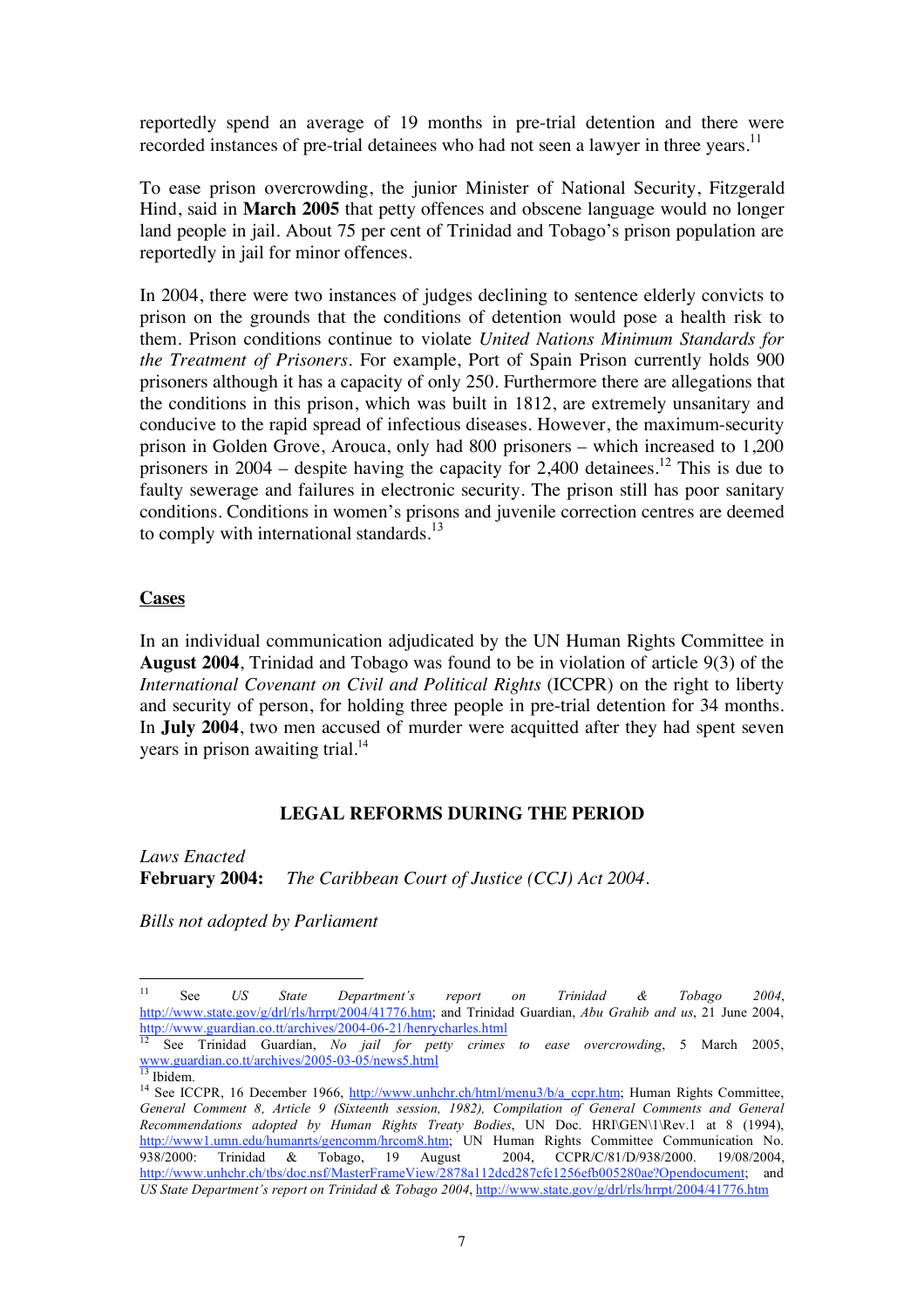reportedly spend an average of 19 months in pre-trial detention and there were recorded instances of pre-trial detainees who had not seen a lawyer in three years.[11]

To ease prison overcrowding, the junior Minister of National Security, Fitzgerald Hind, said in **March 2005** that petty offences and obscene language would no longer land people in jail. About 75 per cent of Trinidad and Tobago's prison population are reportedly in jail for minor offences.

In 2004, there were two instances of judges declining to sentence elderly convicts to prison on the grounds that the conditions of detention would pose a health risk to them. Prison conditions continue to violate *United Nations Minimum Standards for the Treatment of Prisoners*. For example, Port of Spain Prison currently holds 900 prisoners although it has a capacity of only 250. Furthermore there are allegations that the conditions in this prison, which was built in 1812, are extremely unsanitary and conducive to the rapid spread of infectious diseases. However, the maximum-security prison in Golden Grove, Arouca, only had 800 prisoners – which increased to 1,200 prisoners in 2004 – despite having the capacity for 2,400 detainees.[12] This is due to faulty sewerage and failures in electronic security. The prison still has poor sanitary conditions. Conditions in women's prisons and juvenile correction centres are deemed to comply with international standards.[13]

## Cases

In an individual communication adjudicated by the UN Human Rights Committee in **August 2004**, Trinidad and Tobago was found to be in violation of article 9(3) of the *International Covenant on Civil and Political Rights* (ICCPR) on the right to liberty and security of person, for holding three people in pre-trial detention for 34 months. In **July 2004**, two men accused of murder were acquitted after they had spent seven years in prison awaiting trial.[14]

## LEGAL REFORMS DURING THE PERIOD

*Laws Enacted*
**February 2004:** *The Caribbean Court of Justice (CCJ) Act 2004*.

*Bills not adopted by Parliament*

---

[11] See *US State Department's report on Trinidad & Tobago 2004*, http://www.state.gov/g/drl/rls/hrrpt/2004/41776.htm; and Trinidad Guardian, *Abu Grahib and us*, 21 June 2004, http://www.guardian.co.tt/archives/2004-06-21/henrycharles.html

[12] See Trinidad Guardian, *No jail for petty crimes to ease overcrowding*, 5 March 2005, www.guardian.co.tt/archives/2005-03-05/news5.html

[13] Ibidem.

[14] See ICCPR, 16 December 1966, http://www.unhchr.ch/html/menu3/b/a_ccpr.htm; Human Rights Committee, *General Comment 8, Article 9 (Sixteenth session, 1982), Compilation of General Comments and General Recommendations adopted by Human Rights Treaty Bodies*, UN Doc. HRI\GEN\1\Rev.1 at 8 (1994), http://www1.umn.edu/humanrts/gencomm/hrcom8.htm; UN Human Rights Committee Communication No. 938/2000: Trinidad & Tobago, 19 August 2004, CCPR/C/81/D/938/2000. 19/08/2004, http://www.unhchr.ch/tbs/doc.nsf/MasterFrameView/2878a112dcd287cfc1256efb005280ae?Opendocument; and *US State Department's report on Trinidad & Tobago 2004*, http://www.state.gov/g/drl/rls/hrrpt/2004/41776.htm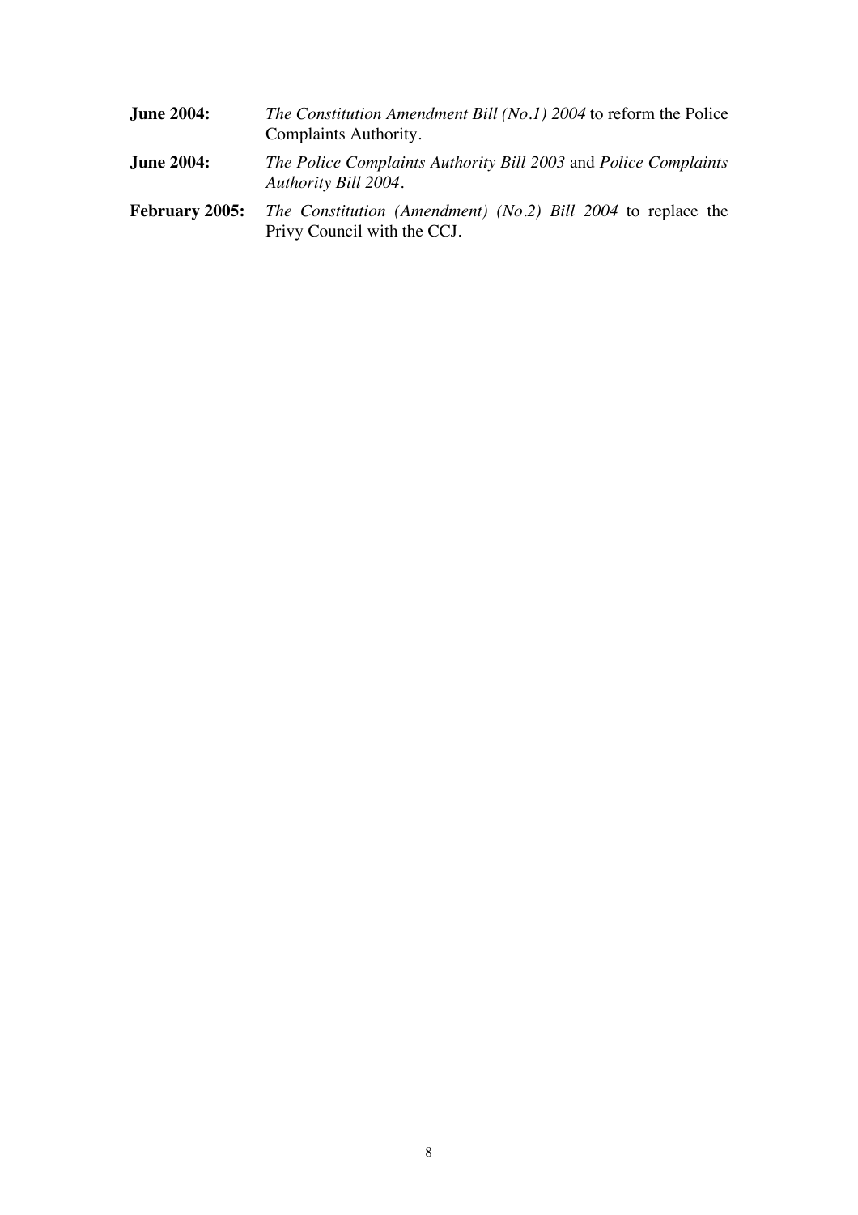**June 2004:** *The Constitution Amendment Bill (No.1) 2004* to reform the Police Complaints Authority.

**June 2004:** *The Police Complaints Authority Bill 2003* and *Police Complaints Authority Bill 2004*.

**February 2005:** *The Constitution (Amendment) (No.2) Bill 2004* to replace the Privy Council with the CCJ.